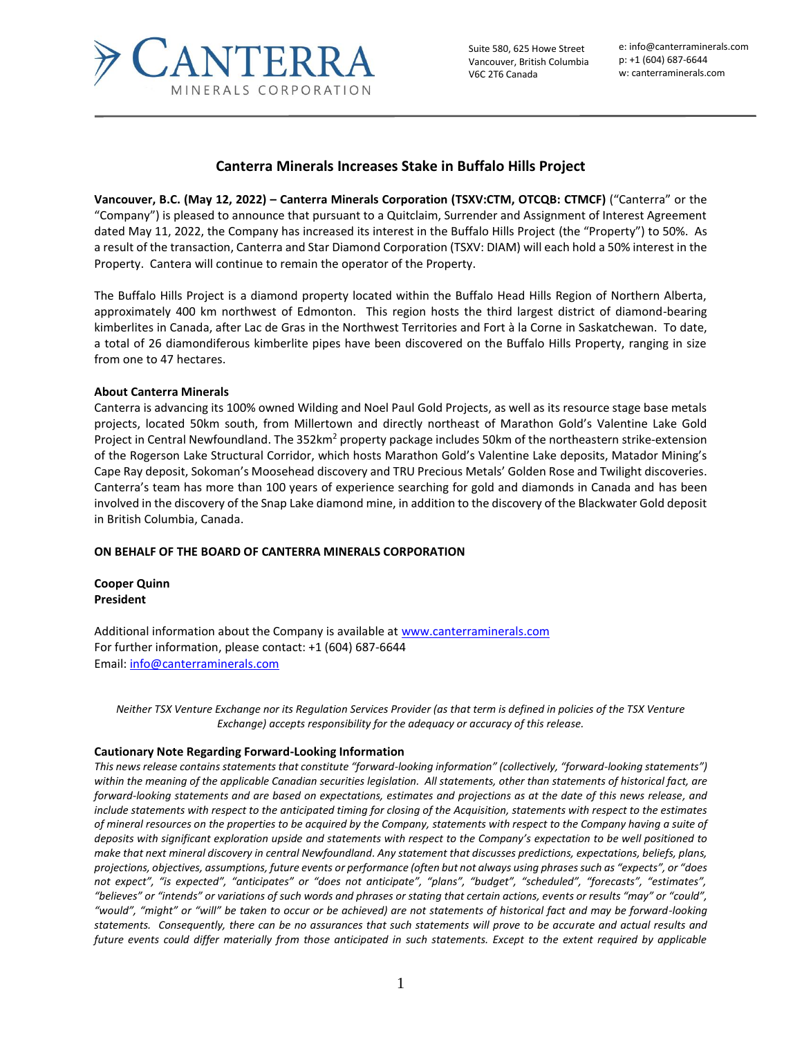CANTERRA MINERALS CORPORATION

Suite 580, 625 Howe Street
Vancouver, British Columbia
V6C 2T6 Canada

e: info@canterraminerals.com
p: +1 (604) 687-6644
w: canterraminerals.com

## Canterra Minerals Increases Stake in Buffalo Hills Project

**Vancouver, B.C. (May 12, 2022) – Canterra Minerals Corporation (TSXV:CTM, OTCQB: CTMCF)** ("Canterra" or the "Company") is pleased to announce that pursuant to a Quitclaim, Surrender and Assignment of Interest Agreement dated May 11, 2022, the Company has increased its interest in the Buffalo Hills Project (the "Property") to 50%. As a result of the transaction, Canterra and Star Diamond Corporation (TSXV: DIAM) will each hold a 50% interest in the Property. Cantera will continue to remain the operator of the Property.

The Buffalo Hills Project is a diamond property located within the Buffalo Head Hills Region of Northern Alberta, approximately 400 km northwest of Edmonton. This region hosts the third largest district of diamond-bearing kimberlites in Canada, after Lac de Gras in the Northwest Territories and Fort à la Corne in Saskatchewan. To date, a total of 26 diamondiferous kimberlite pipes have been discovered on the Buffalo Hills Property, ranging in size from one to 47 hectares.

**About Canterra Minerals**

Canterra is advancing its 100% owned Wilding and Noel Paul Gold Projects, as well as its resource stage base metals projects, located 50km south, from Millertown and directly northeast of Marathon Gold's Valentine Lake Gold Project in Central Newfoundland. The 352km$^2$ property package includes 50km of the northeastern strike-extension of the Rogerson Lake Structural Corridor, which hosts Marathon Gold's Valentine Lake deposits, Matador Mining's Cape Ray deposit, Sokoman's Moosehead discovery and TRU Precious Metals' Golden Rose and Twilight discoveries. Canterra's team has more than 100 years of experience searching for gold and diamonds in Canada and has been involved in the discovery of the Snap Lake diamond mine, in addition to the discovery of the Blackwater Gold deposit in British Columbia, Canada.

**ON BEHALF OF THE BOARD OF CANTERRA MINERALS CORPORATION**

**Cooper Quinn**
**President**

Additional information about the Company is available at www.canterraminerals.com
For further information, please contact: +1 (604) 687-6644
Email: info@canterraminerals.com

*Neither TSX Venture Exchange nor its Regulation Services Provider (as that term is defined in policies of the TSX Venture Exchange) accepts responsibility for the adequacy or accuracy of this release.*

**Cautionary Note Regarding Forward-Looking Information**

*This news release contains statements that constitute "forward-looking information" (collectively, "forward-looking statements") within the meaning of the applicable Canadian securities legislation. All statements, other than statements of historical fact, are forward-looking statements and are based on expectations, estimates and projections as at the date of this news release, and include statements with respect to the anticipated timing for closing of the Acquisition, statements with respect to the estimates of mineral resources on the properties to be acquired by the Company, statements with respect to the Company having a suite of deposits with significant exploration upside and statements with respect to the Company's expectation to be well positioned to make that next mineral discovery in central Newfoundland. Any statement that discusses predictions, expectations, beliefs, plans, projections, objectives, assumptions, future events or performance (often but not always using phrases such as "expects", or "does not expect", "is expected", "anticipates" or "does not anticipate", "plans", "budget", "scheduled", "forecasts", "estimates", "believes" or "intends" or variations of such words and phrases or stating that certain actions, events or results "may" or "could", "would", "might" or "will" be taken to occur or be achieved) are not statements of historical fact and may be forward-looking statements. Consequently, there can be no assurances that such statements will prove to be accurate and actual results and future events could differ materially from those anticipated in such statements. Except to the extent required by applicable*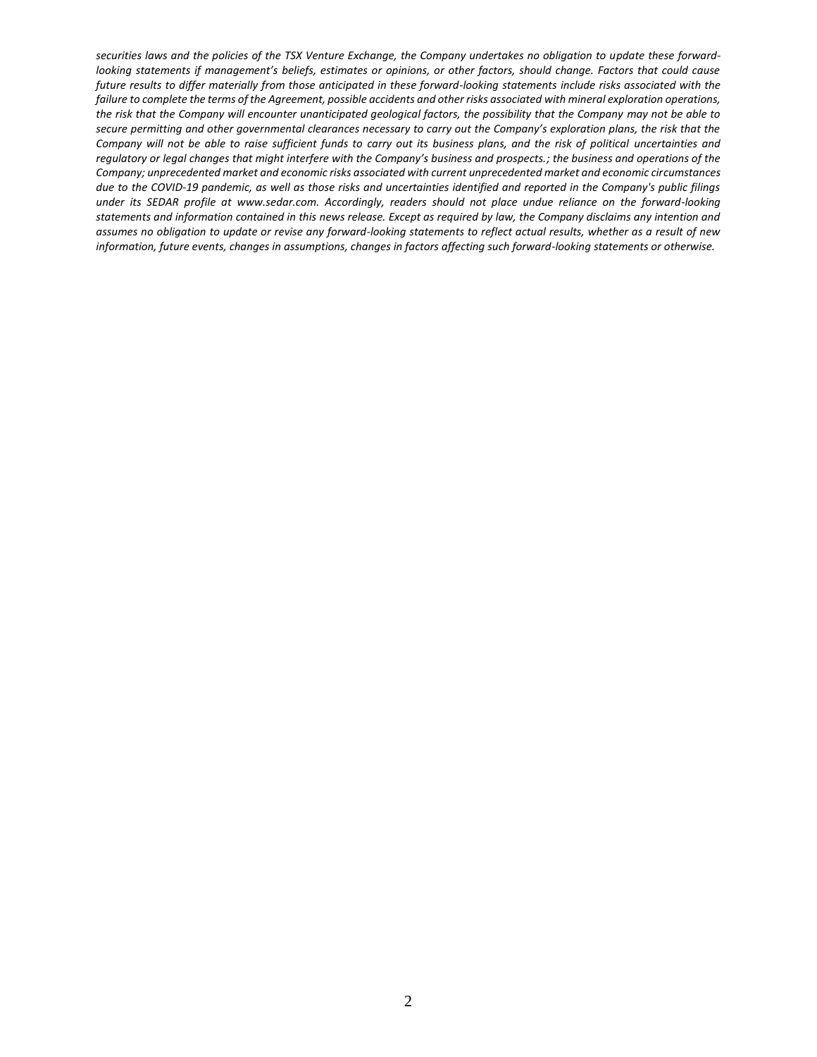*securities laws and the policies of the TSX Venture Exchange, the Company undertakes no obligation to update these forward-looking statements if management's beliefs, estimates or opinions, or other factors, should change. Factors that could cause future results to differ materially from those anticipated in these forward-looking statements include risks associated with the failure to complete the terms of the Agreement, possible accidents and other risks associated with mineral exploration operations, the risk that the Company will encounter unanticipated geological factors, the possibility that the Company may not be able to secure permitting and other governmental clearances necessary to carry out the Company's exploration plans, the risk that the Company will not be able to raise sufficient funds to carry out its business plans, and the risk of political uncertainties and regulatory or legal changes that might interfere with the Company's business and prospects.; the business and operations of the Company; unprecedented market and economic risks associated with current unprecedented market and economic circumstances due to the COVID-19 pandemic, as well as those risks and uncertainties identified and reported in the Company's public filings under its SEDAR profile at www.sedar.com. Accordingly, readers should not place undue reliance on the forward-looking statements and information contained in this news release. Except as required by law, the Company disclaims any intention and assumes no obligation to update or revise any forward-looking statements to reflect actual results, whether as a result of new information, future events, changes in assumptions, changes in factors affecting such forward-looking statements or otherwise.*